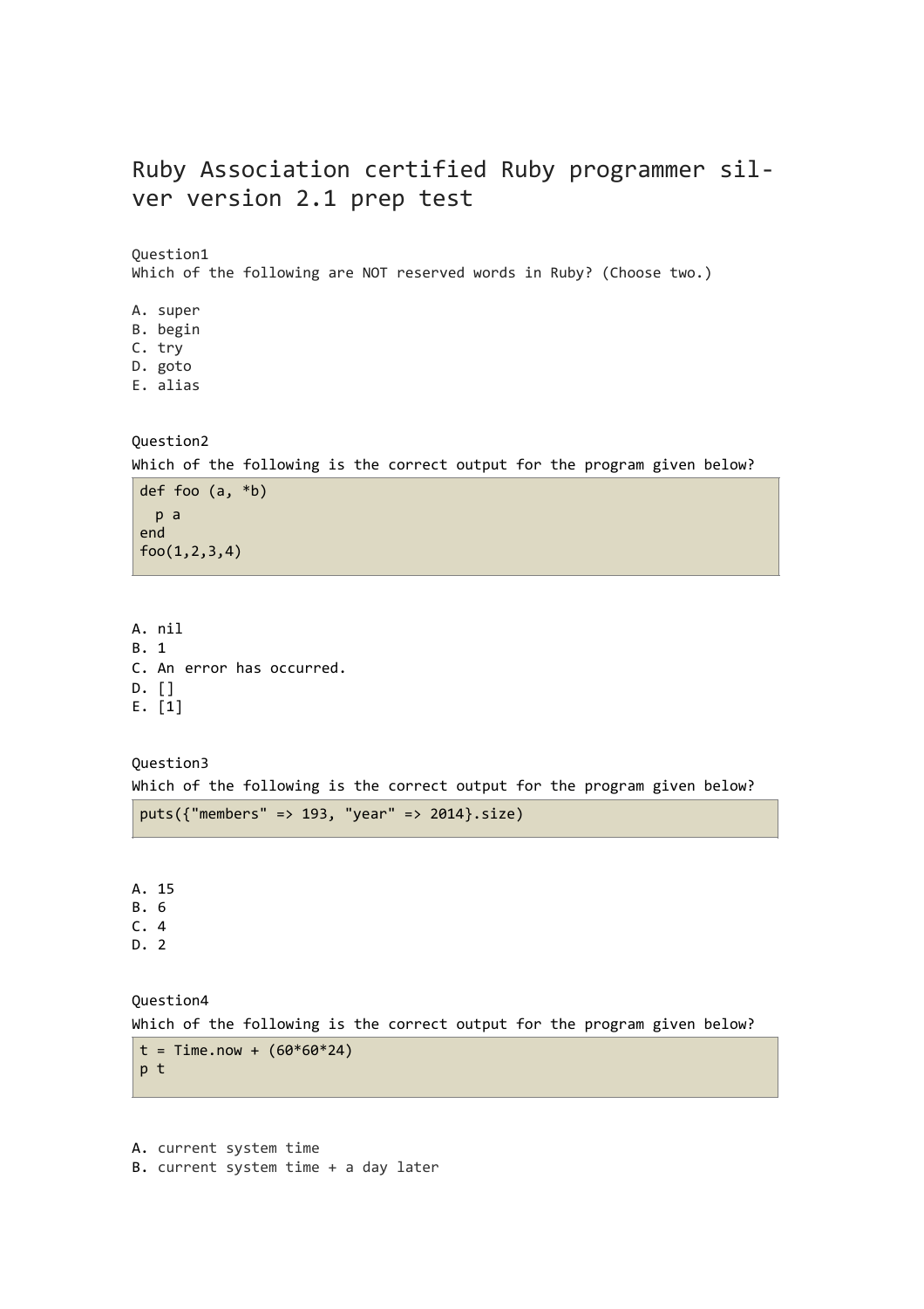# Ruby Association certified Ruby programmer silver version 2.1 prep test

Question1
Which of the following are NOT reserved words in Ruby? (Choose two.)

A. super
B. begin
C. try
D. goto
E. alias

Question2
Which of the following is the correct output for the program given below?

```
def foo (a, *b)
  p a
end
foo(1,2,3,4)
```

A. nil
B. 1
C. An error has occurred.
D. []
E. [1]

Question3
Which of the following is the correct output for the program given below?

```
puts({"members" => 193, "year" => 2014}.size)
```

A. 15
B. 6
C. 4
D. 2

Question4
Which of the following is the correct output for the program given below?

```
t = Time.now + (60*60*24)
p t
```

A. current system time
B. current system time + a day later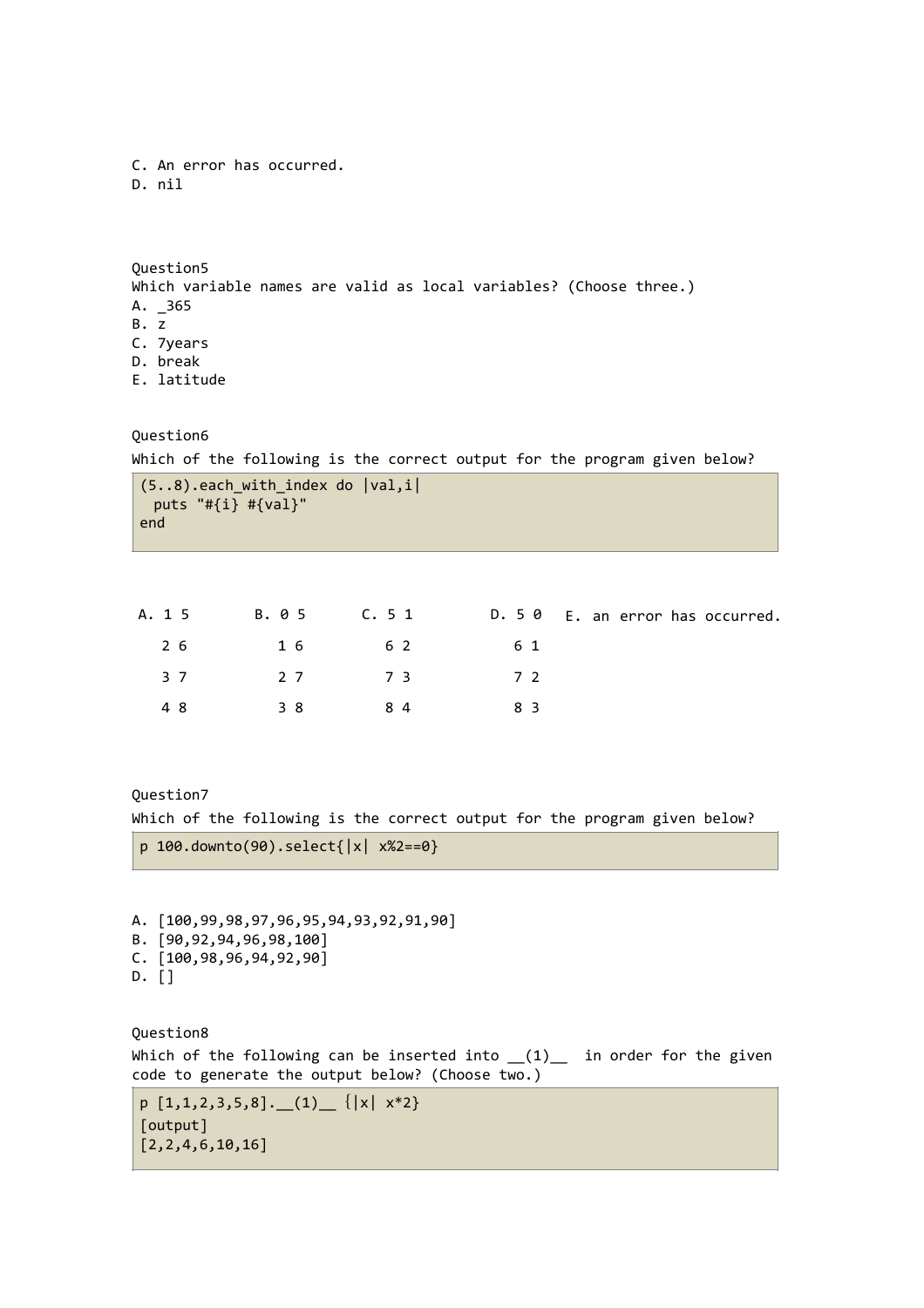C. An error has occurred.
D. nil

Question5
Which variable names are valid as local variables? (Choose three.)
A. _365
B. z
C. 7years
D. break
E. latitude

Question6
Which of the following is the correct output for the program given below?

```
(5..8).each_with_index do |val,i|
  puts "#{i} #{val}"
end
```

A.
```
1 5
2 6
3 7
4 8
```

B.
```
0 5
1 6
2 7
3 8
```

C.
```
5 1
6 2
7 3
8 4
```

D.
```
5 0
6 1
7 2
8 3
```

E. an error has occurred.

Question7
Which of the following is the correct output for the program given below?

```
p 100.downto(90).select{|x| x%2==0}
```

A. [100,99,98,97,96,95,94,93,92,91,90]
B. [90,92,94,96,98,100]
C. [100,98,96,94,92,90]
D. []

Question8
Which of the following can be inserted into __(1)__ in order for the given code to generate the output below? (Choose two.)

```
p [1,1,2,3,5,8].__(1)__ {|x| x*2}
[output]
[2,2,4,6,10,16]
```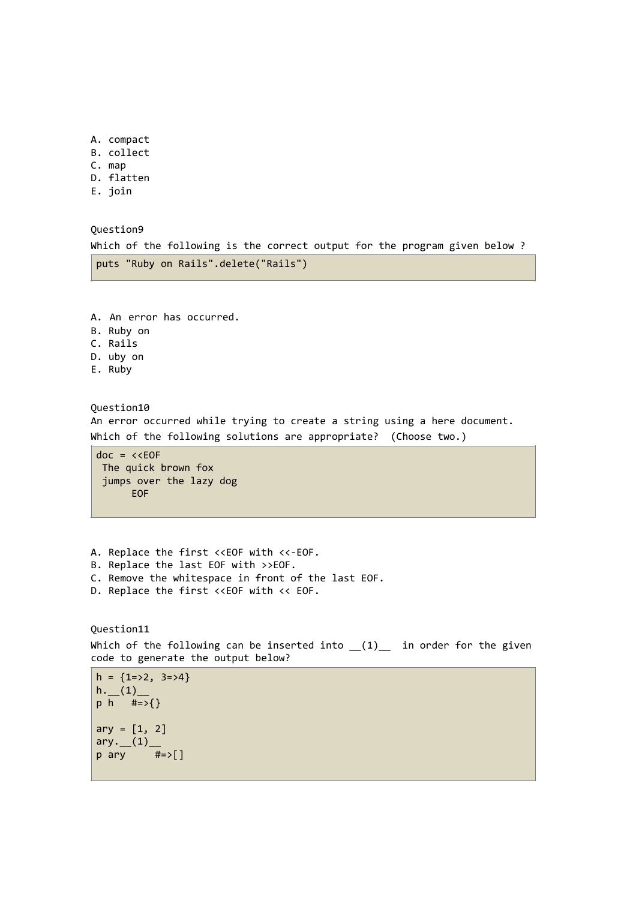A. compact
B. collect
C. map
D. flatten
E. join

Question9

Which of the following is the correct output for the program given below ?

```
puts "Ruby on Rails".delete("Rails")
```

A. An error has occurred.
B. Ruby on
C. Rails
D. uby on
E. Ruby

Question10

An error occurred while trying to create a string using a here document.
Which of the following solutions are appropriate? (Choose two.)

```
doc = <<EOF
 The quick brown fox
 jumps over the lazy dog
      EOF
```

A. Replace the first <<EOF with <<-EOF.
B. Replace the last EOF with >>EOF.
C. Remove the whitespace in front of the last EOF.
D. Replace the first <<EOF with << EOF.

Question11

Which of the following can be inserted into __(1)__ in order for the given code to generate the output below?

```
h = {1=>2, 3=>4}
h.__(1)__
p h   #=>{}

ary = [1, 2]
ary.__(1)__
p ary     #=>[]
```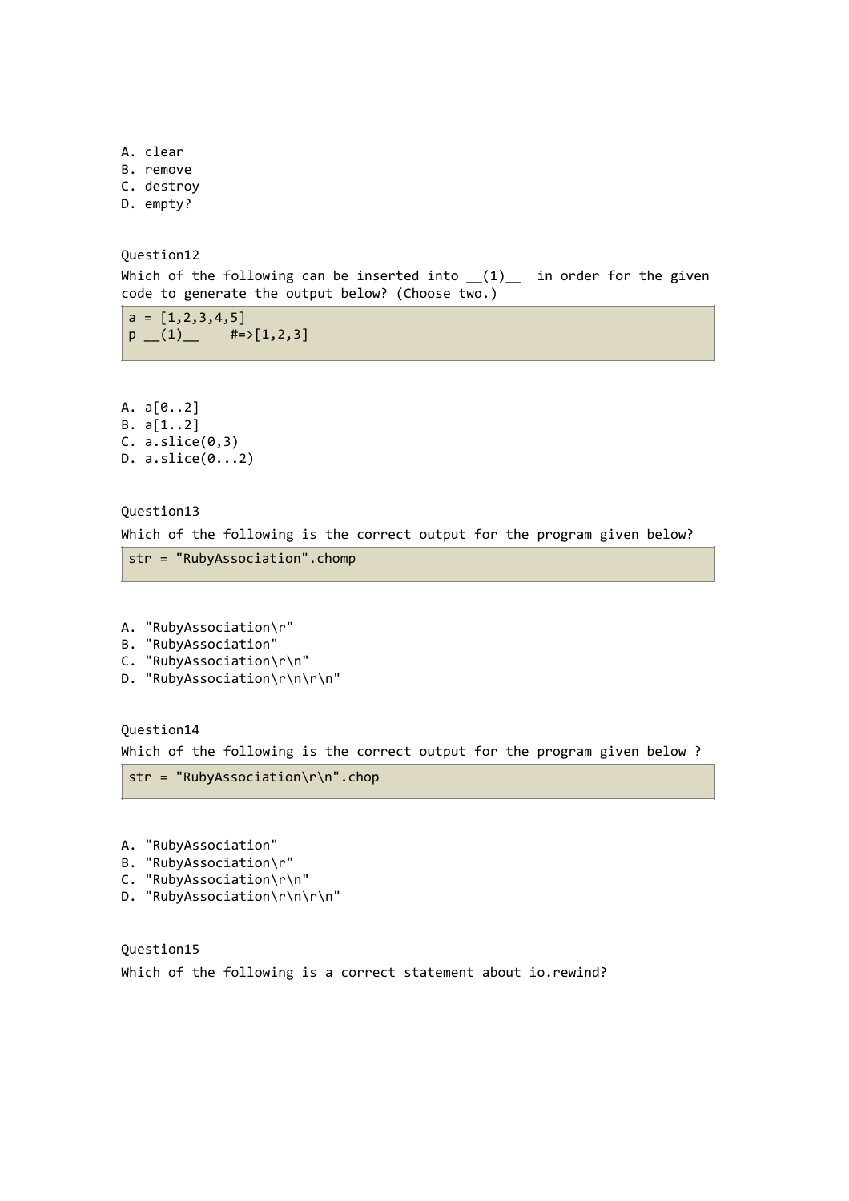A. clear
B. remove
C. destroy
D. empty?

Question12

Which of the following can be inserted into __(1)__ in order for the given code to generate the output below? (Choose two.)

```
a = [1,2,3,4,5]
p __(1)__    #=>[1,2,3]
```

A. a[0..2]
B. a[1..2]
C. a.slice(0,3)
D. a.slice(0...2)

Question13

Which of the following is the correct output for the program given below?

```
str = "RubyAssociation".chomp
```

A. "RubyAssociation\r"
B. "RubyAssociation"
C. "RubyAssociation\r\n"
D. "RubyAssociation\r\n\r\n"

Question14

Which of the following is the correct output for the program given below ?

```
str = "RubyAssociation\r\n".chop
```

A. "RubyAssociation"
B. "RubyAssociation\r"
C. "RubyAssociation\r\n"
D. "RubyAssociation\r\n\r\n"

Question15

Which of the following is a correct statement about io.rewind?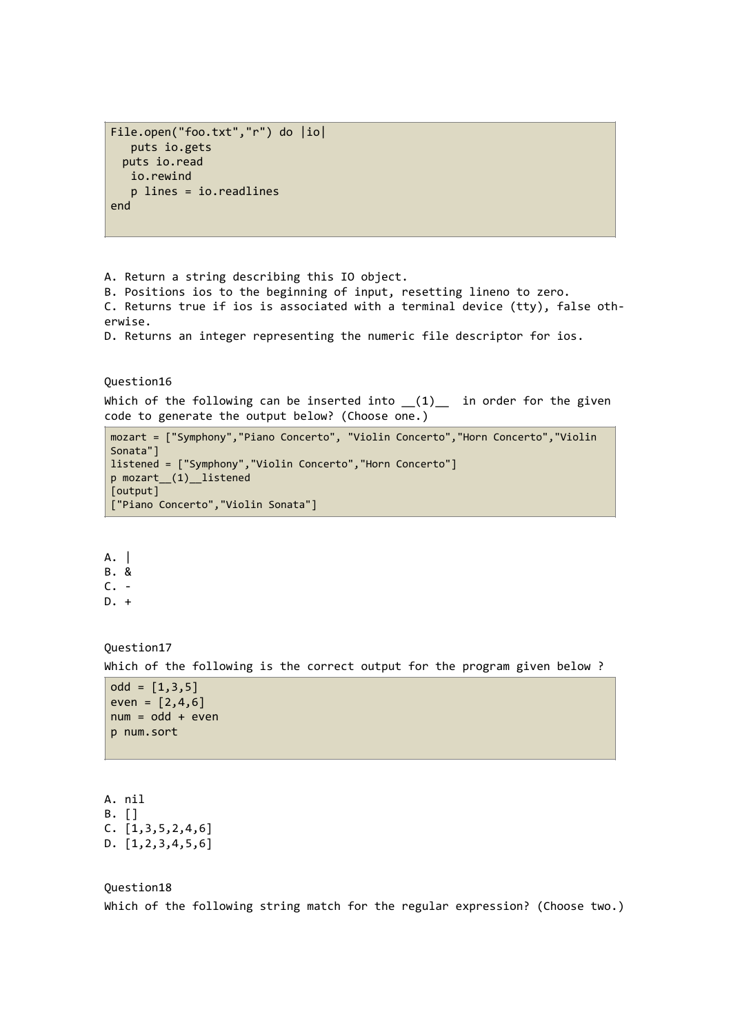```
File.open("foo.txt","r") do |io|
   puts io.gets
  puts io.read
   io.rewind
   p lines = io.readlines
end
```

A. Return a string describing this IO object.
B. Positions ios to the beginning of input, resetting lineno to zero.
C. Returns true if ios is associated with a terminal device (tty), false oth-erwise.
D. Returns an integer representing the numeric file descriptor for ios.

Question16

Which of the following can be inserted into __(1)__ in order for the given code to generate the output below? (Choose one.)

```
mozart = ["Symphony","Piano Concerto", "Violin Concerto","Horn Concerto","Violin Sonata"]
listened = ["Symphony","Violin Concerto","Horn Concerto"]
p mozart__(1)__listened
[output]
["Piano Concerto","Violin Sonata"]
```

A. |
B. &
C. -
D. +

Question17

Which of the following is the correct output for the program given below ?

```
odd = [1,3,5]
even = [2,4,6]
num = odd + even
p num.sort
```

A. nil
B. []
C. [1,3,5,2,4,6]
D. [1,2,3,4,5,6]

Question18

Which of the following string match for the regular expression? (Choose two.)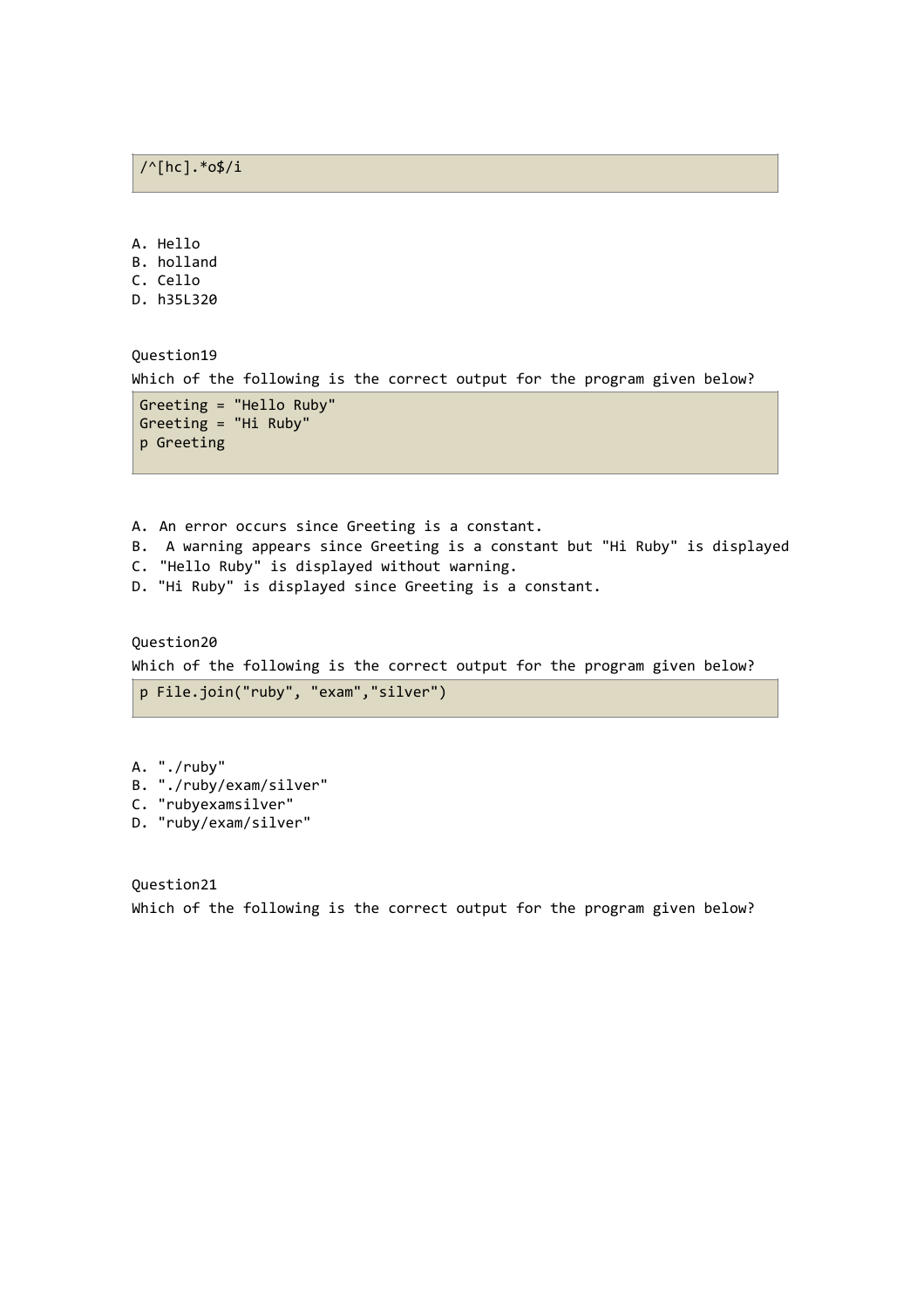```
/^[hc].*o$/i
```

A. Hello
B. holland
C. Cello
D. h35L320

Question19

Which of the following is the correct output for the program given below?

```
Greeting = "Hello Ruby"
Greeting = "Hi Ruby"
p Greeting
```

A. An error occurs since Greeting is a constant.
B. A warning appears since Greeting is a constant but "Hi Ruby" is displayed
C. "Hello Ruby" is displayed without warning.
D. "Hi Ruby" is displayed since Greeting is a constant.

Question20

Which of the following is the correct output for the program given below?

```
p File.join("ruby", "exam","silver")
```

A. "./ruby"
B. "./ruby/exam/silver"
C. "rubyexamsilver"
D. "ruby/exam/silver"

Question21

Which of the following is the correct output for the program given below?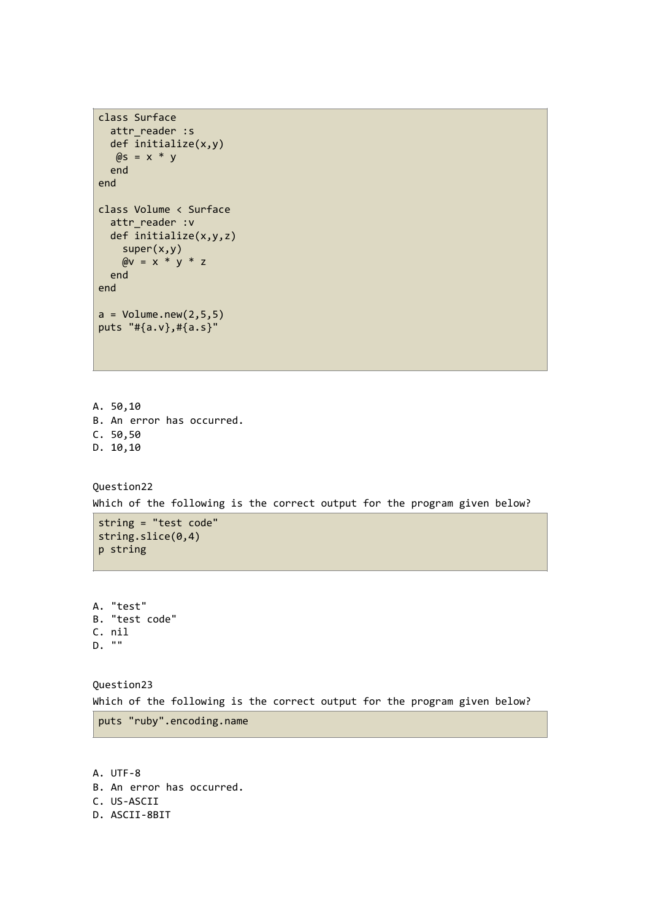```
class Surface
  attr_reader :s
  def initialize(x,y)
   @s = x * y
  end
end

class Volume < Surface
  attr_reader :v
  def initialize(x,y,z)
    super(x,y)
    @v = x * y * z
  end
end

a = Volume.new(2,5,5)
puts "#{a.v},#{a.s}"
```

A. 50,10
B. An error has occurred.
C. 50,50
D. 10,10

Question22

Which of the following is the correct output for the program given below?

```
string = "test code"
string.slice(0,4)
p string
```

A. "test"
B. "test code"
C. nil
D. ""

Question23

Which of the following is the correct output for the program given below?

```
puts "ruby".encoding.name
```

A. UTF-8
B. An error has occurred.
C. US-ASCII
D. ASCII-8BIT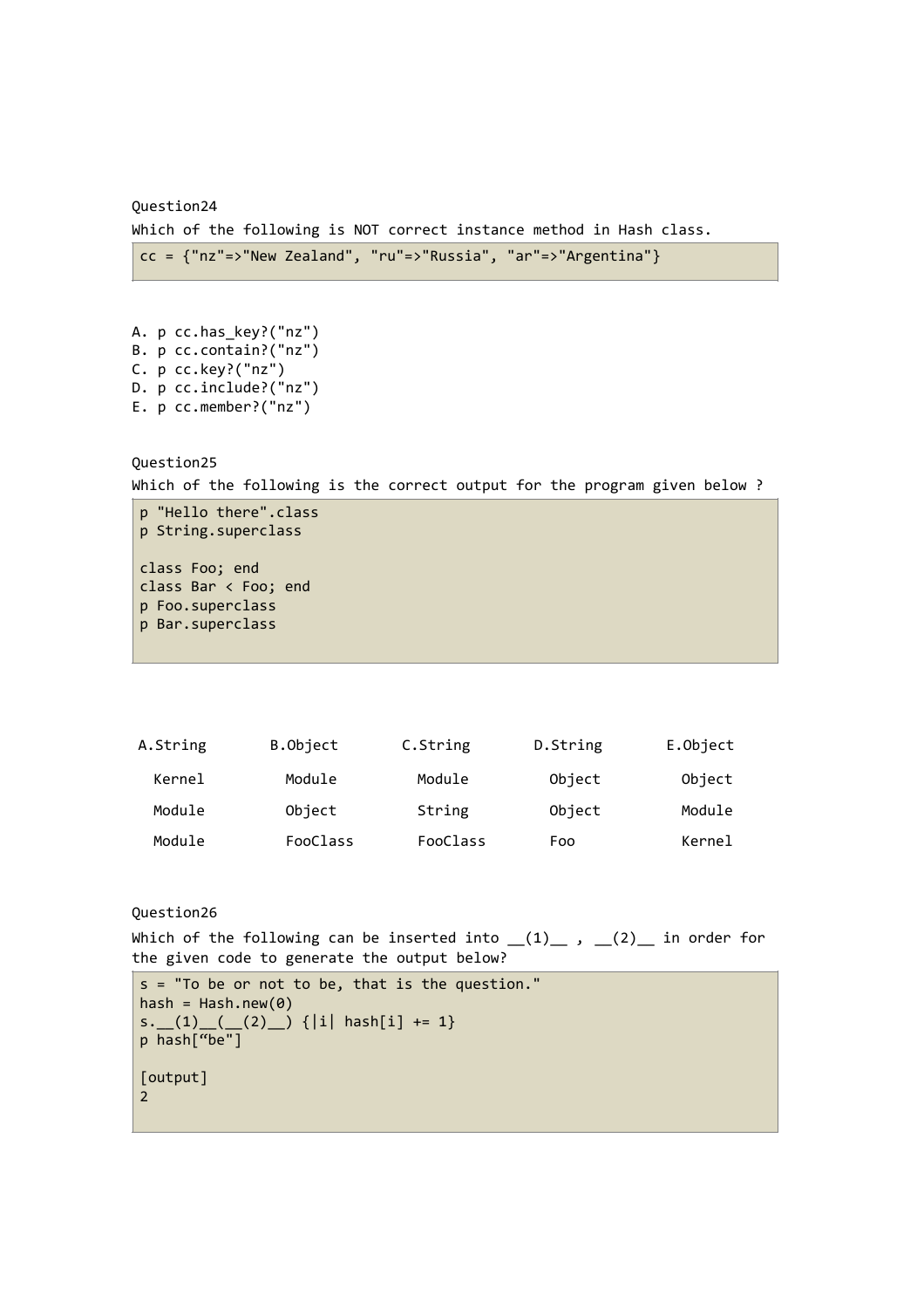Question24

Which of the following is NOT correct instance method in Hash class.

```
cc = {"nz"=>"New Zealand", "ru"=>"Russia", "ar"=>"Argentina"}
```

A. p cc.has_key?("nz")
B. p cc.contain?("nz")
C. p cc.key?("nz")
D. p cc.include?("nz")
E. p cc.member?("nz")

Question25

Which of the following is the correct output for the program given below ?

```
p "Hello there".class
p String.superclass

class Foo; end
class Bar < Foo; end
p Foo.superclass
p Bar.superclass
```

| A. | B. | C. | D. | E. |
|---|---|---|---|---|
| String | Object | String | String | Object |
| Kernel | Module | Module | Object | Object |
| Module | Object | String | Object | Module |
| Module | FooClass | FooClass | Foo | Kernel |

Question26

Which of the following can be inserted into __(1)__ , __(2)__ in order for the given code to generate the output below?

```
s = "To be or not to be, that is the question."
hash = Hash.new(0)
s.__(1)__(__(2)__) {|i| hash[i] += 1}
p hash["be"]

[output]
2
```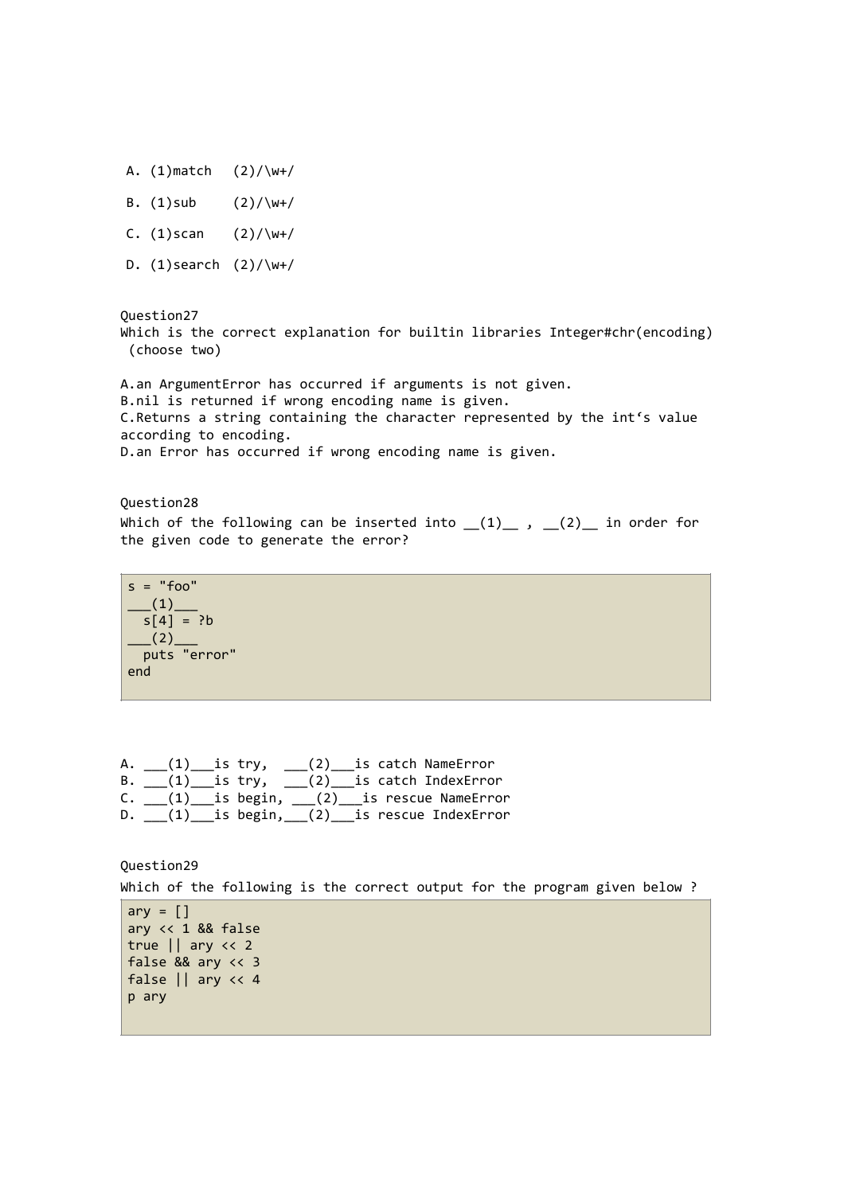A. (1)match  (2)/\w+/

B. (1)sub    (2)/\w+/

C. (1)scan   (2)/\w+/

D. (1)search (2)/\w+/

Question27
Which is the correct explanation for builtin libraries Integer#chr(encoding) (choose two)

A.an ArgumentError has occurred if arguments is not given.
B.nil is returned if wrong encoding name is given.
C.Returns a string containing the character represented by the int's value according to encoding.
D.an Error has occurred if wrong encoding name is given.

Question28
Which of the following can be inserted into __(1)__ , __(2)__ in order for the given code to generate the error?

```
s = "foo"
___(1)___
  s[4] = ?b
___(2)___
  puts "error"
end
```

A. ___(1)___is try,  ___(2)___is catch NameError
B. ___(1)___is try,  ___(2)___is catch IndexError
C. ___(1)___is begin, ___(2)___is rescue NameError
D. ___(1)___is begin,___(2)___is rescue IndexError

Question29
Which of the following is the correct output for the program given below ?

```
ary = []
ary << 1 && false
true || ary << 2
false && ary << 3
false || ary << 4
p ary
```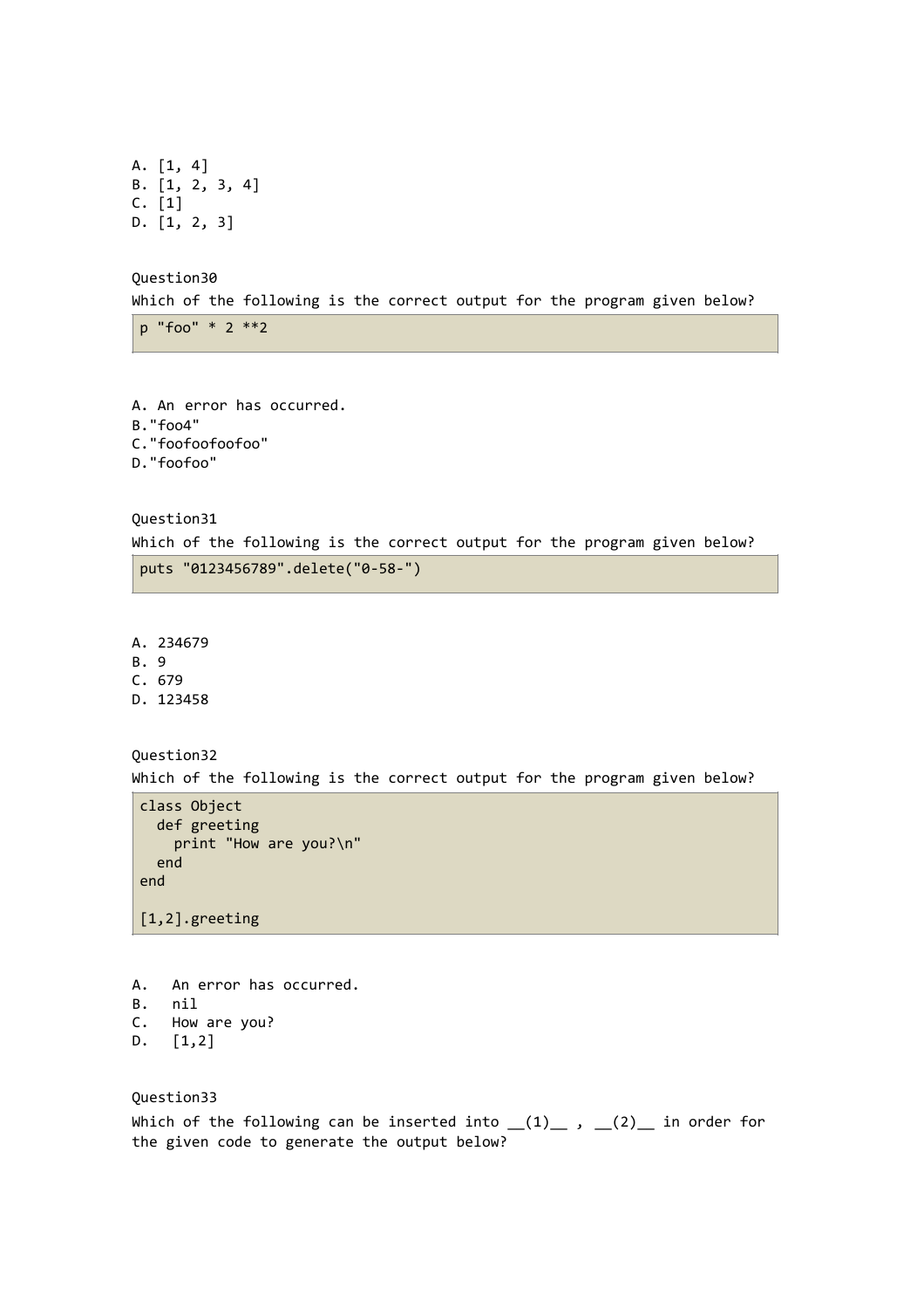A. [1, 4]
B. [1, 2, 3, 4]
C. [1]
D. [1, 2, 3]

Question30
Which of the following is the correct output for the program given below?

```
p "foo" * 2 **2
```

A. An error has occurred.
B."foo4"
C."foofoofoofoo"
D."foofoo"

Question31
Which of the following is the correct output for the program given below?

```
puts "0123456789".delete("0-58-")
```

A. 234679
B. 9
C. 679
D. 123458

Question32
Which of the following is the correct output for the program given below?

```
class Object
  def greeting
    print "How are you?\n"
  end
end

[1,2].greeting
```

A.   An error has occurred.
B.   nil
C.   How are you?
D.   [1,2]

Question33
Which of the following can be inserted into __(1)__ , __(2)__ in order for the given code to generate the output below?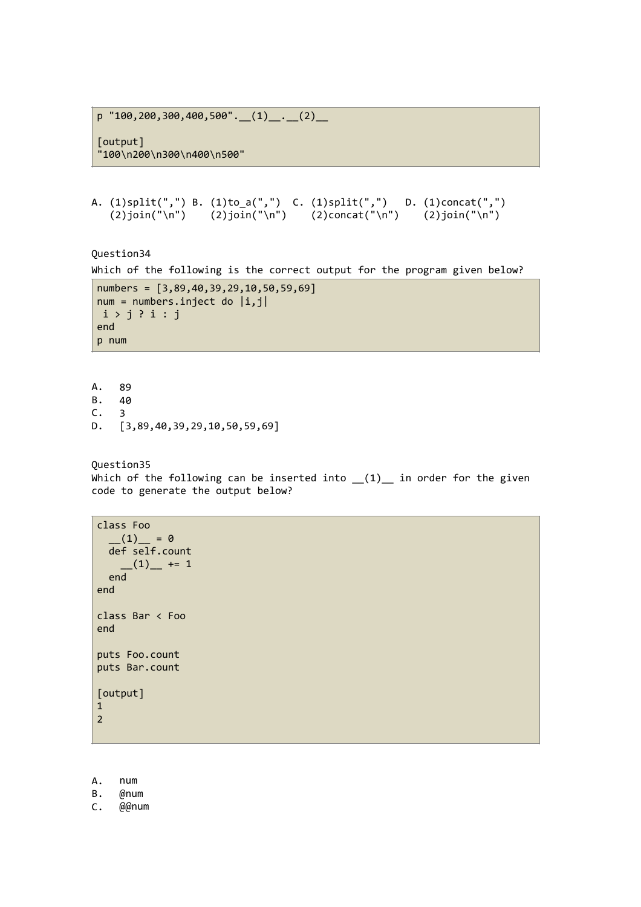```
p "100,200,300,400,500".__(1)__.__(2)__

[output]
"100\n200\n300\n400\n500"
```

A. (1)split(",") (2)join("\n")
B. (1)to_a(",") (2)join("\n")
C. (1)split(",") (2)concat("\n")
D. (1)concat(",") (2)join("\n")

Question34

Which of the following is the correct output for the program given below?

```
numbers = [3,89,40,39,29,10,50,59,69]
num = numbers.inject do |i,j|
 i > j ? i : j
end
p num
```

A. 89
B. 40
C. 3
D. [3,89,40,39,29,10,50,59,69]

Question35

Which of the following can be inserted into __(1)__ in order for the given code to generate the output below?

```
class Foo
  __(1)__ = 0
  def self.count
    __(1)__ += 1
  end
end

class Bar < Foo
end

puts Foo.count
puts Bar.count

[output]
1
2
```

A. num
B. @num
C. @@num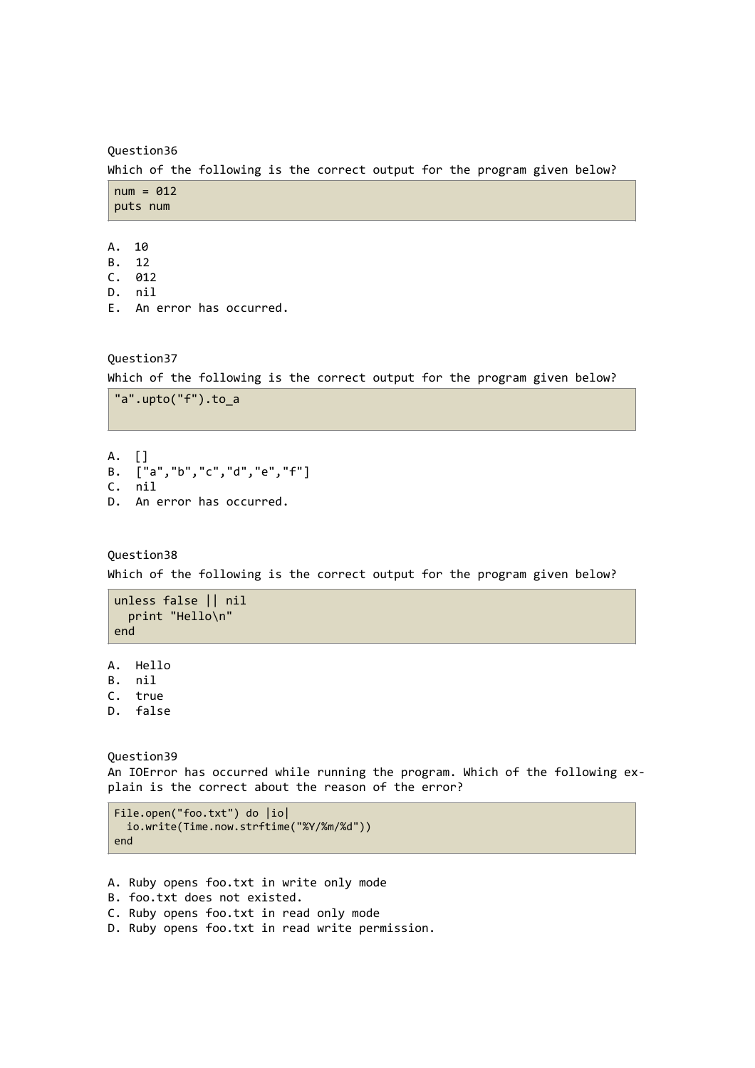Question36

Which of the following is the correct output for the program given below?

```
num = 012
puts num
```

A. 10
B. 12
C. 012
D. nil
E. An error has occurred.

Question37

Which of the following is the correct output for the program given below?

```
"a".upto("f").to_a
```

A. []
B. ["a","b","c","d","e","f"]
C. nil
D. An error has occurred.

Question38

Which of the following is the correct output for the program given below?

```
unless false || nil
  print "Hello\n"
end
```

A. Hello
B. nil
C. true
D. false

Question39

An IOError has occurred while running the program. Which of the following explain is the correct about the reason of the error?

```
File.open("foo.txt") do |io|
  io.write(Time.now.strftime("%Y/%m/%d"))
end
```

A. Ruby opens foo.txt in write only mode
B. foo.txt does not existed.
C. Ruby opens foo.txt in read only mode
D. Ruby opens foo.txt in read write permission.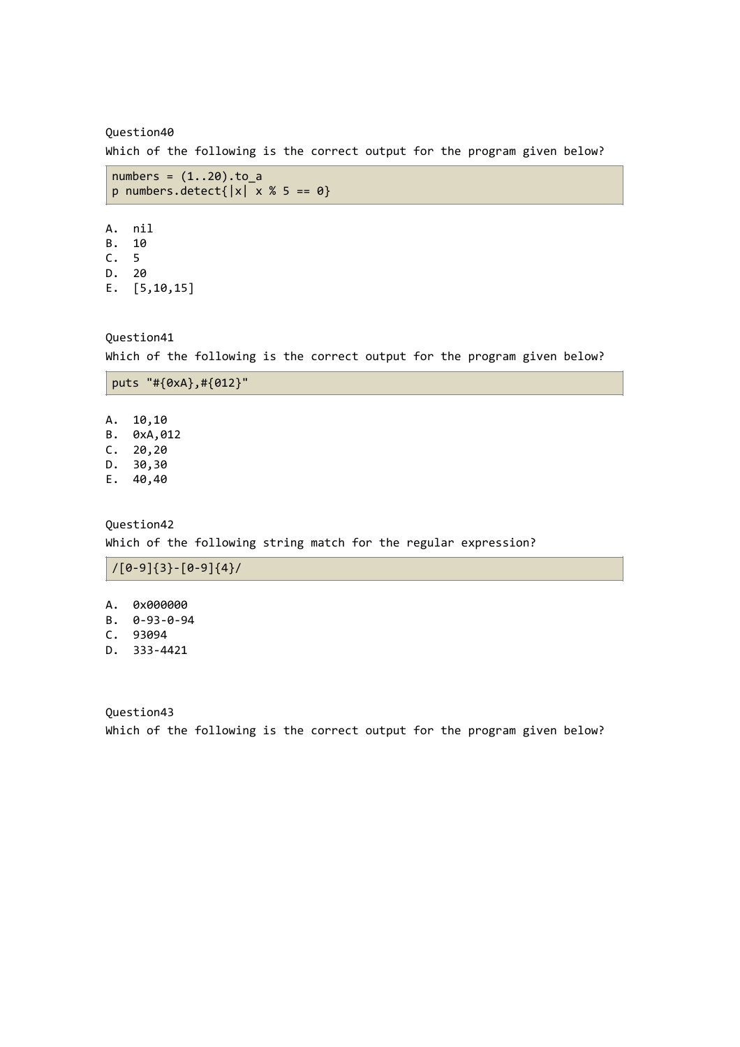Question40

Which of the following is the correct output for the program given below?

```
numbers = (1..20).to_a
p numbers.detect{|x| x % 5 == 0}
```

A. nil
B. 10
C. 5
D. 20
E. [5,10,15]

Question41

Which of the following is the correct output for the program given below?

```
puts "#{0xA},#{012}"
```

A. 10,10
B. 0xA,012
C. 20,20
D. 30,30
E. 40,40

Question42

Which of the following string match for the regular expression?

```
/[0-9]{3}-[0-9]{4}/
```

A. 0x000000
B. 0-93-0-94
C. 93094
D. 333-4421

Question43

Which of the following is the correct output for the program given below?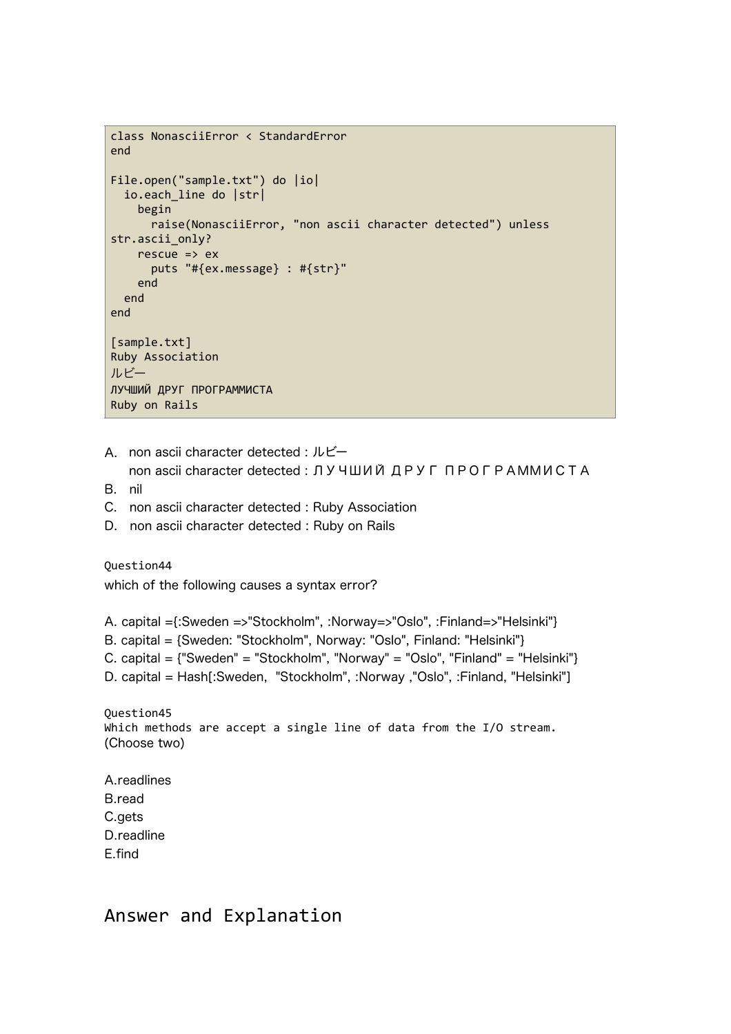```
class NonasciiError < StandardError
end

File.open("sample.txt") do |io|
  io.each_line do |str|
    begin
      raise(NonasciiError, "non ascii character detected") unless
str.ascii_only?
    rescue => ex
      puts "#{ex.message} : #{str}"
    end
  end
end

[sample.txt]
Ruby Association
ルビー
ЛУЧШИЙ ДРУГ ПРОГРАММИСТА
Ruby on Rails
```

A. non ascii character detected : ルビー
   non ascii character detected : ЛУЧШИЙ ДРУГ ПРОГРАММИСТА
B. nil
C. non ascii character detected : Ruby Association
D. non ascii character detected : Ruby on Rails

Question44

which of the following causes a syntax error?

A. capital ={:Sweden =>"Stockholm", :Norway=>"Oslo", :Finland=>"Helsinki"}
B. capital = {Sweden: "Stockholm", Norway: "Oslo", Finland: "Helsinki"}
C. capital = {"Sweden" = "Stockholm", "Norway" = "Oslo", "Finland" = "Helsinki"}
D. capital = Hash[:Sweden, "Stockholm", :Norway ,"Oslo", :Finland, "Helsinki"]

Question45

Which methods are accept a single line of data from the I/O stream.
(Choose two)

A.readlines
B.read
C.gets
D.readline
E.find

# Answer and Explanation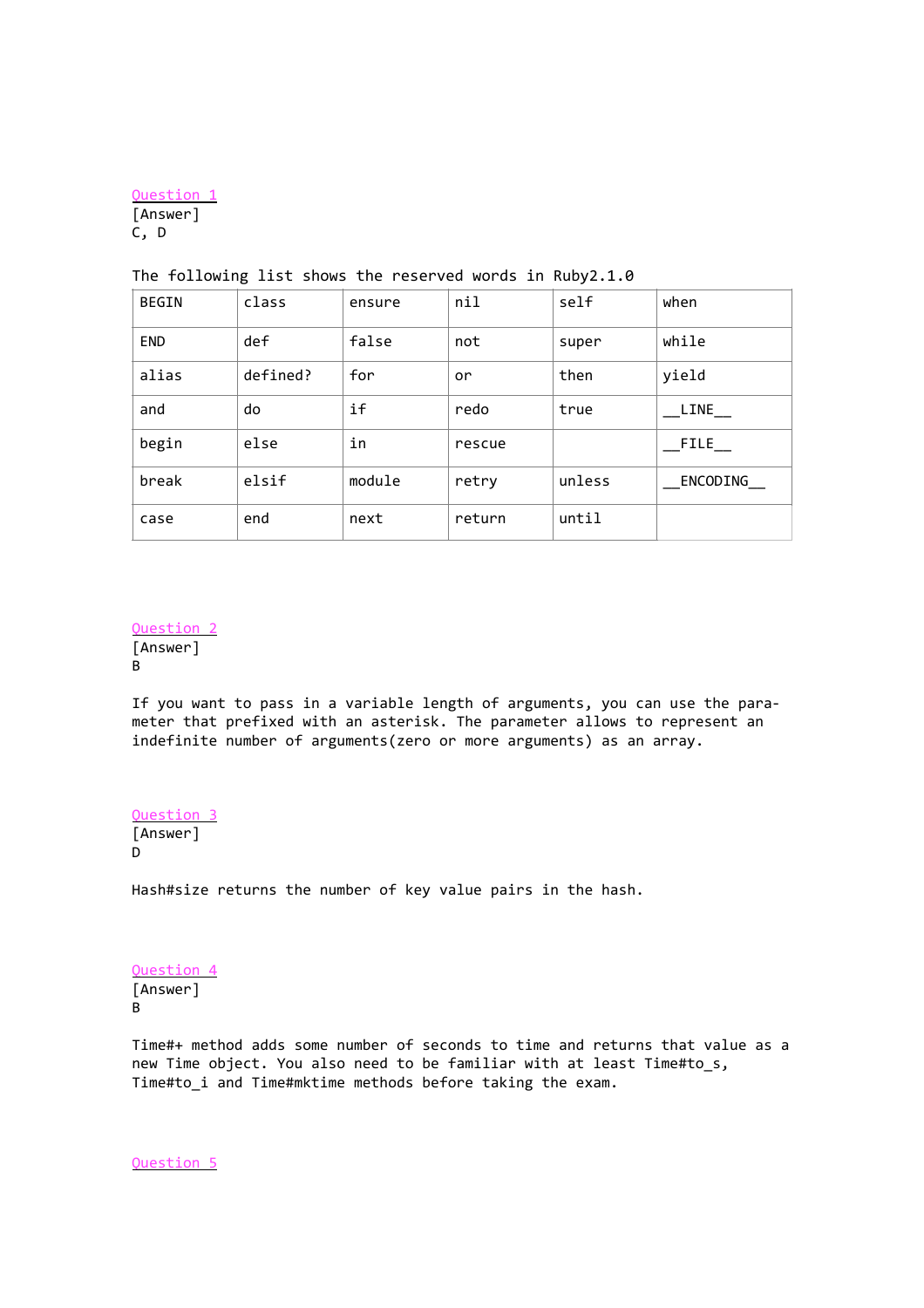[Question 1](#)
[Answer]
C, D

The following list shows the reserved words in Ruby2.1.0

| BEGIN | class | ensure | nil | self | when |
|---|---|---|---|---|---|
| END | def | false | not | super | while |
| alias | defined? | for | or | then | yield |
| and | do | if | redo | true | __LINE__ |
| begin | else | in | rescue | | __FILE__ |
| break | elsif | module | retry | unless | __ENCODING__ |
| case | end | next | return | until | |

[Question 2](#)
[Answer]
B

If you want to pass in a variable length of arguments, you can use the parameter that prefixed with an asterisk. The parameter allows to represent an indefinite number of arguments(zero or more arguments) as an array.

[Question 3](#)
[Answer]
D

Hash#size returns the number of key value pairs in the hash.

[Question 4](#)
[Answer]
B

Time#+ method adds some number of seconds to time and returns that value as a new Time object. You also need to be familiar with at least Time#to_s, Time#to_i and Time#mktime methods before taking the exam.

[Question 5](#)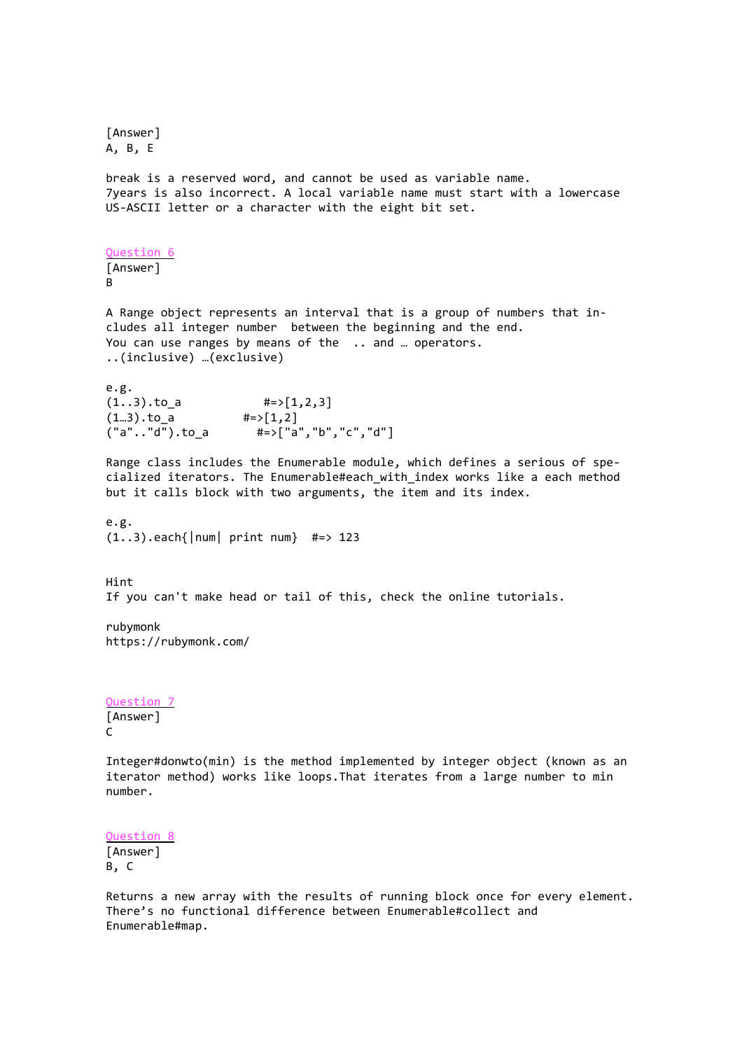[Answer]
A, B, E

break is a reserved word, and cannot be used as variable name.
7years is also incorrect. A local variable name must start with a lowercase US-ASCII letter or a character with the eight bit set.

[Question 6]
[Answer]
B

A Range object represents an interval that is a group of numbers that includes all integer number  between the beginning and the end.
You can use ranges by means of the  .. and … operators.
..(inclusive) …(exclusive)

e.g.

```
(1..3).to_a            #=>[1,2,3]
(1…3).to_a          #=>[1,2]
("a".."d").to_a       #=>["a","b","c","d"]
```

Range class includes the Enumerable module, which defines a serious of specialized iterators. The Enumerable#each_with_index works like a each method but it calls block with two arguments, the item and its index.

e.g.

```
(1..3).each{|num| print num}  #=> 123
```

Hint
If you can't make head or tail of this, check the online tutorials.

rubymonk
https://rubymonk.com/

[Question 7]
[Answer]
C

Integer#donwto(min) is the method implemented by integer object (known as an iterator method) works like loops.That iterates from a large number to min number.

[Question 8]
[Answer]
B, C

Returns a new array with the results of running block once for every element. There's no functional difference between Enumerable#collect and Enumerable#map.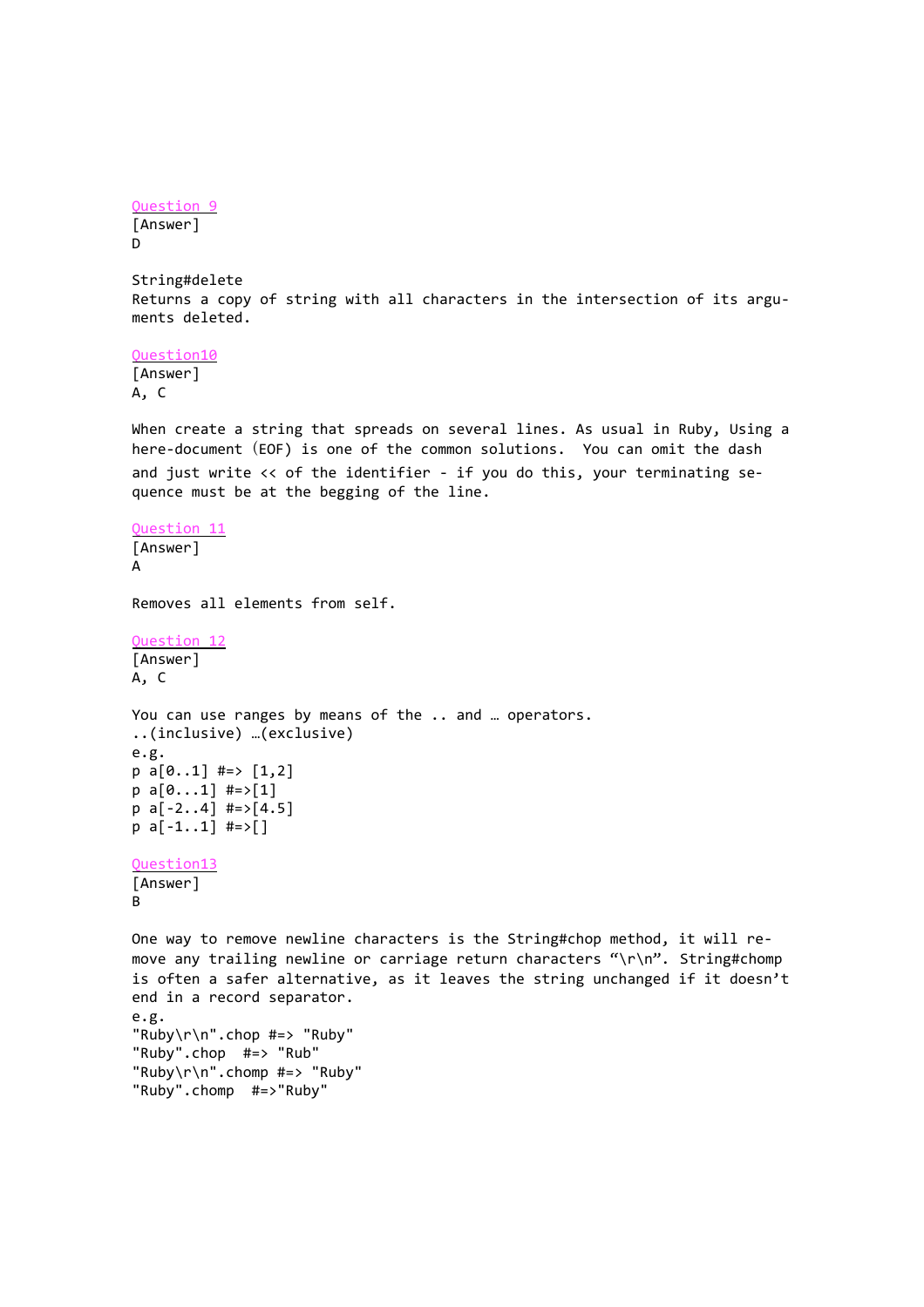[Question 9]()
[Answer]
D

String#delete
Returns a copy of string with all characters in the intersection of its arguments deleted.

[Question10]()
[Answer]
A, C

When create a string that spreads on several lines. As usual in Ruby, Using a here-document (EOF) is one of the common solutions. You can omit the dash and just write << of the identifier - if you do this, your terminating sequence must be at the begging of the line.

[Question 11]()
[Answer]
A

Removes all elements from self.

[Question 12]()
[Answer]
A, C

You can use ranges by means of the .. and … operators.
..(inclusive) …(exclusive)
e.g.

```
p a[0..1] #=> [1,2]
p a[0...1] #=>[1]
p a[-2..4] #=>[4.5]
p a[-1..1] #=>[]
```

[Question13]()
[Answer]
B

One way to remove newline characters is the String#chop method, it will remove any trailing newline or carriage return characters "\r\n". String#chomp is often a safer alternative, as it leaves the string unchanged if it doesn't end in a record separator.
e.g.

```
"Ruby\r\n".chop #=> "Ruby"
"Ruby".chop  #=> "Rub"
"Ruby\r\n".chomp #=> "Ruby"
"Ruby".chomp  #=>"Ruby"
```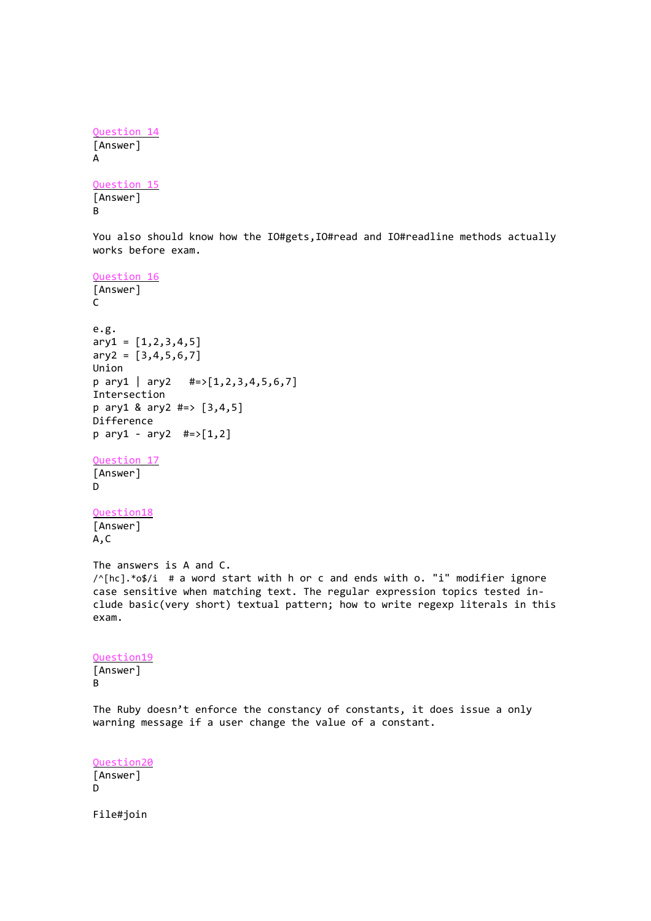Question 14
[Answer]
A

Question 15
[Answer]
B

You also should know how the IO#gets,IO#read and IO#readline methods actually works before exam.

Question 16
[Answer]
C

e.g.
```
ary1 = [1,2,3,4,5]
ary2 = [3,4,5,6,7]
Union
p ary1 | ary2   #=>[1,2,3,4,5,6,7]
Intersection
p ary1 & ary2 #=> [3,4,5]
Difference
p ary1 - ary2  #=>[1,2]
```

Question 17
[Answer]
D

Question18
[Answer]
A,C

The answers is A and C.
/^[hc].*o$/i  # a word start with h or c and ends with o. "i" modifier ignore case sensitive when matching text. The regular expression topics tested include basic(very short) textual pattern; how to write regexp literals in this exam.

Question19
[Answer]
B

The Ruby doesn't enforce the constancy of constants, it does issue a only warning message if a user change the value of a constant.

Question20
[Answer]
D

File#join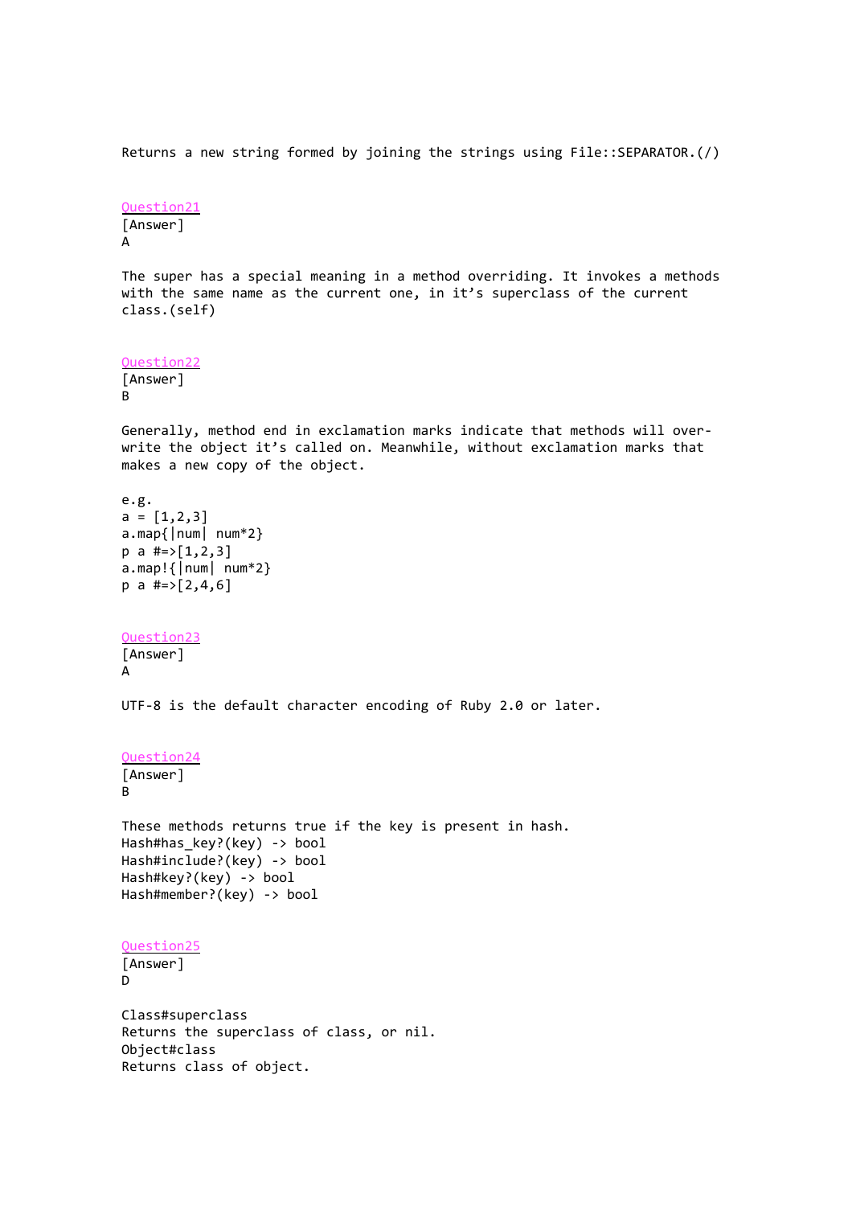Returns a new string formed by joining the strings using File::SEPARATOR.(/)

[Question21]()
[Answer]
A

The super has a special meaning in a method overriding. It invokes a methods with the same name as the current one, in it's superclass of the current class.(self)

[Question22]()
[Answer]
B

Generally, method end in exclamation marks indicate that methods will over-write the object it's called on. Meanwhile, without exclamation marks that makes a new copy of the object.

```
e.g.
a = [1,2,3]
a.map{|num| num*2}
p a #=>[1,2,3]
a.map!{|num| num*2}
p a #=>[2,4,6]
```

[Question23]()
[Answer]
A

UTF-8 is the default character encoding of Ruby 2.0 or later.

[Question24]()
[Answer]
B

These methods returns true if the key is present in hash.
Hash#has_key?(key) -> bool
Hash#include?(key) -> bool
Hash#key?(key) -> bool
Hash#member?(key) -> bool

[Question25]()
[Answer]
D

Class#superclass
Returns the superclass of class, or nil.
Object#class
Returns class of object.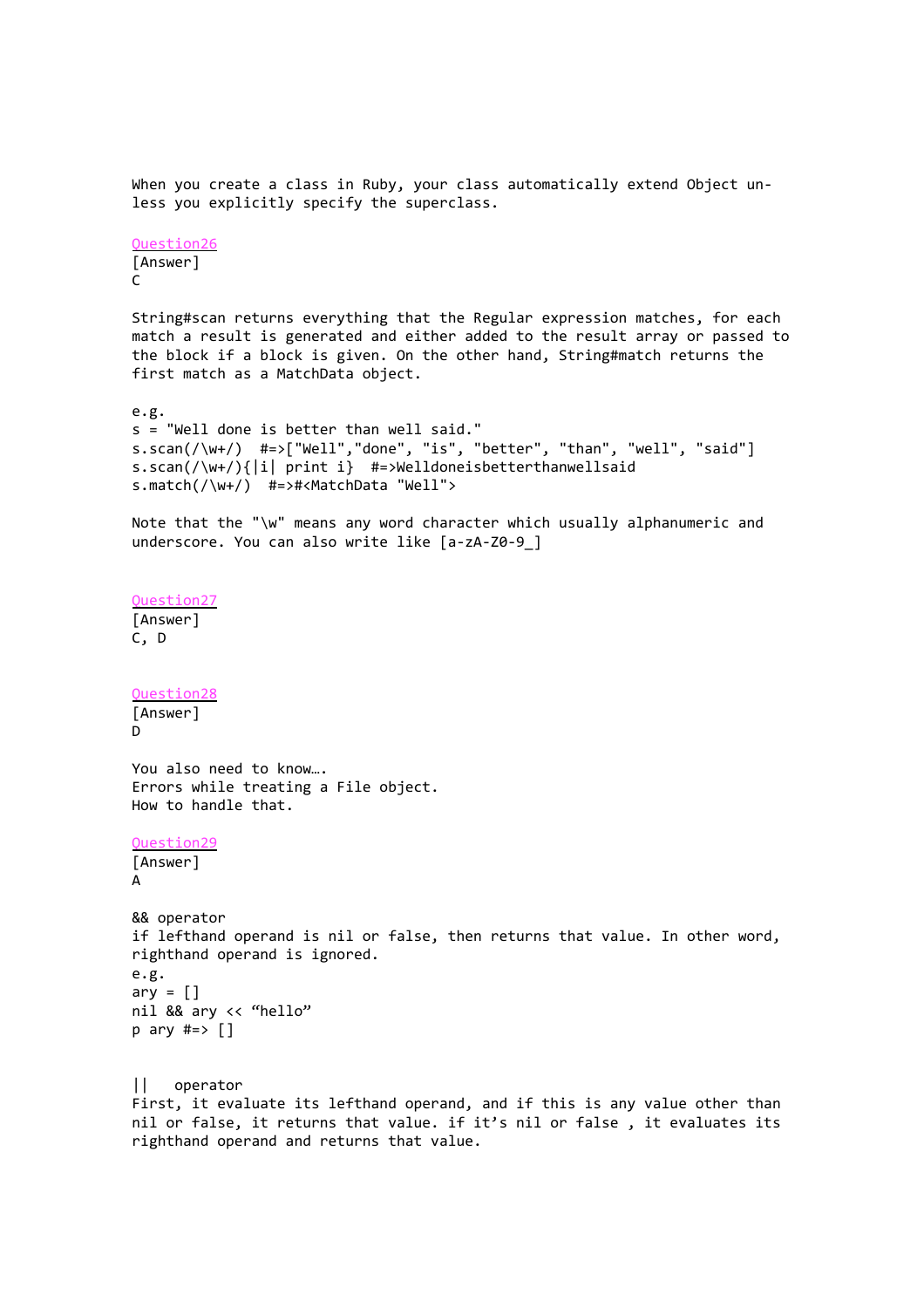When you create a class in Ruby, your class automatically extend Object unless you explicitly specify the superclass.

Question26

[Answer]
C

String#scan returns everything that the Regular expression matches, for each match a result is generated and either added to the result array or passed to the block if a block is given. On the other hand, String#match returns the first match as a MatchData object.

e.g.

```
s = "Well done is better than well said."
s.scan(/\w+/)  #=>["Well","done", "is", "better", "than", "well", "said"]
s.scan(/\w+/){|i| print i}  #=>Welldoneisbetterthanwellsaid
s.match(/\w+/)  #=>#<MatchData "Well">
```

Note that the "\w" means any word character which usually alphanumeric and underscore. You can also write like [a-zA-Z0-9_]

Question27

[Answer]
C, D

Question28

[Answer]
D

You also need to know….
Errors while treating a File object.
How to handle that.

Question29

[Answer]
A

&& operator
if lefthand operand is nil or false, then returns that value. In other word, righthand operand is ignored.
e.g.

```
ary = []
nil && ary << “hello”
p ary #=> []
```

|| operator
First, it evaluate its lefthand operand, and if this is any value other than nil or false, it returns that value. if it’s nil or false , it evaluates its righthand operand and returns that value.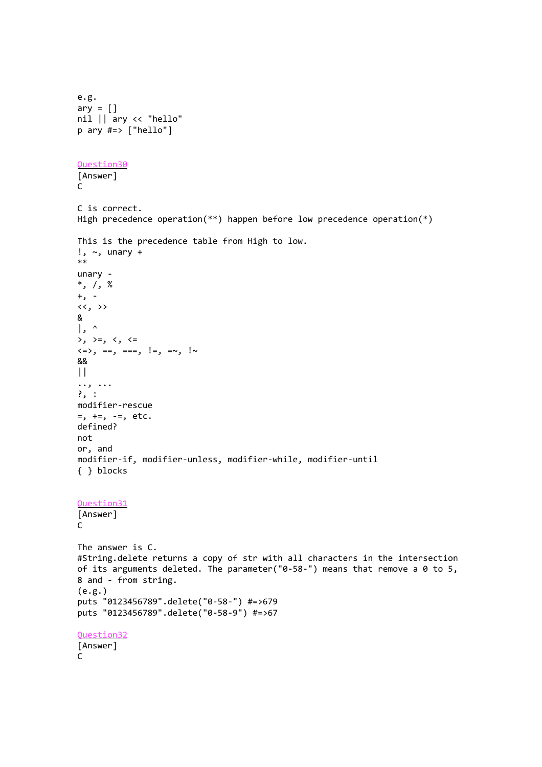```
e.g.
ary = []
nil || ary << "hello"
p ary #=> ["hello"]
```

Question30

[Answer]
C

C is correct.
High precedence operation(**) happen before low precedence operation(*)

This is the precedence table from High to low.

```
!, ~, unary +
**
unary -
*, /, %
+, -
<<, >>
&
|, ^
>, >=, <, <=
<=>, ==, ===, !=, =~, !~
&&
||
.., ...
?, :
modifier-rescue
=, +=, -=, etc.
defined?
not
or, and
modifier-if, modifier-unless, modifier-while, modifier-until
{ } blocks
```

Question31

[Answer]
C

The answer is C.
#String.delete returns a copy of str with all characters in the intersection of its arguments deleted. The parameter("0-58-") means that remove a 0 to 5, 8 and - from string.
(e.g.)

```
puts "0123456789".delete("0-58-") #=>679
puts "0123456789".delete("0-58-9") #=>67
```

Question32

[Answer]
C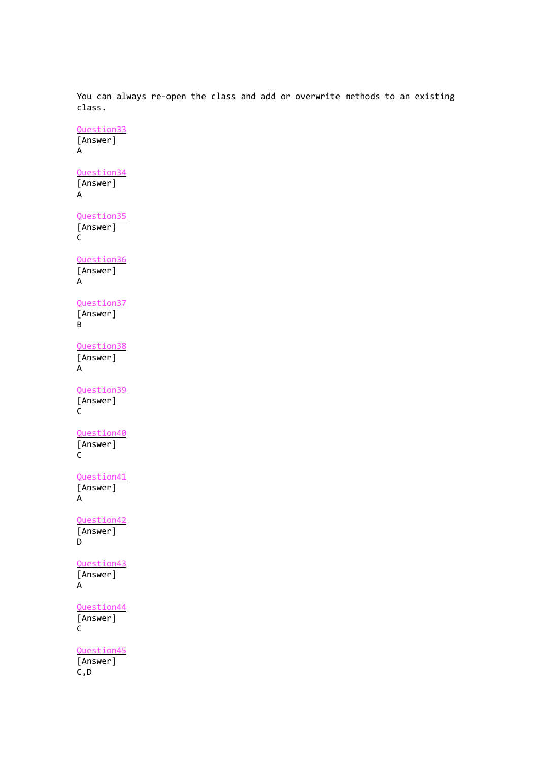You can always re-open the class and add or overwrite methods to an existing class.

Question33
[Answer]
A

Question34
[Answer]
A

Question35
[Answer]
C

Question36
[Answer]
A

Question37
[Answer]
B

Question38
[Answer]
A

Question39
[Answer]
C

Question40
[Answer]
C

Question41
[Answer]
A

Question42
[Answer]
D

Question43
[Answer]
A

Question44
[Answer]
C

Question45
[Answer]
C,D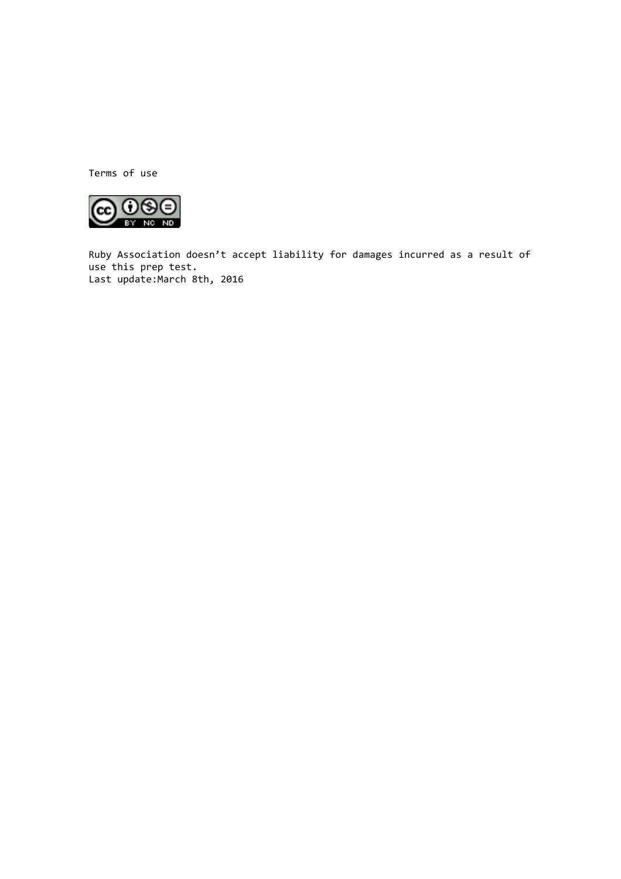Terms of use

Ruby Association doesn't accept liability for damages incurred as a result of use this prep test.
Last update:March 8th, 2016